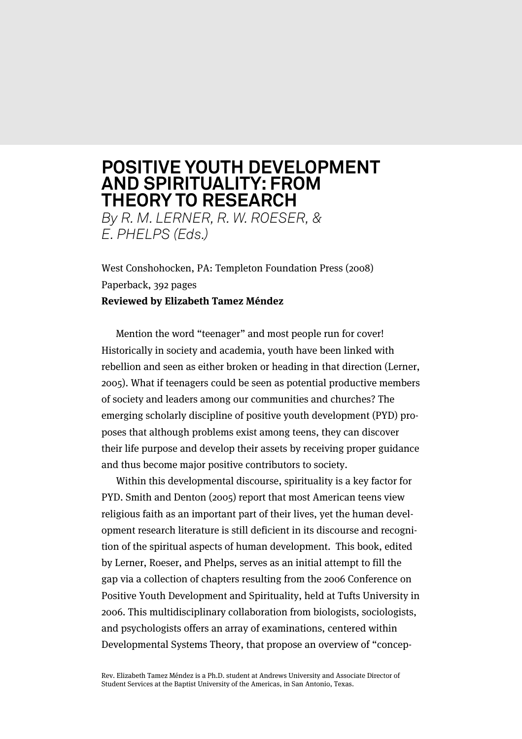# POSITIVE YOUTH DEVELOPMENT AND SPIRITUALITY: FROM THEORY TO RESEARCH

*By R. M. LERNER, R. W. ROESER, & E. PHELPS (Eds.)*

West Conshohocken, PA: Templeton Foundation Press (2008)
Paperback, 392 pages
**Reviewed by Elizabeth Tamez Méndez**

Mention the word "teenager" and most people run for cover! Historically in society and academia, youth have been linked with rebellion and seen as either broken or heading in that direction (Lerner, 2005). What if teenagers could be seen as potential productive members of society and leaders among our communities and churches? The emerging scholarly discipline of positive youth development (PYD) proposes that although problems exist among teens, they can discover their life purpose and develop their assets by receiving proper guidance and thus become major positive contributors to society.

Within this developmental discourse, spirituality is a key factor for PYD. Smith and Denton (2005) report that most American teens view religious faith as an important part of their lives, yet the human development research literature is still deficient in its discourse and recognition of the spiritual aspects of human development. This book, edited by Lerner, Roeser, and Phelps, serves as an initial attempt to fill the gap via a collection of chapters resulting from the 2006 Conference on Positive Youth Development and Spirituality, held at Tufts University in 2006. This multidisciplinary collaboration from biologists, sociologists, and psychologists offers an array of examinations, centered within Developmental Systems Theory, that propose an overview of "concep-

Rev. Elizabeth Tamez Méndez is a Ph.D. student at Andrews University and Associate Director of Student Services at the Baptist University of the Americas, in San Antonio, Texas.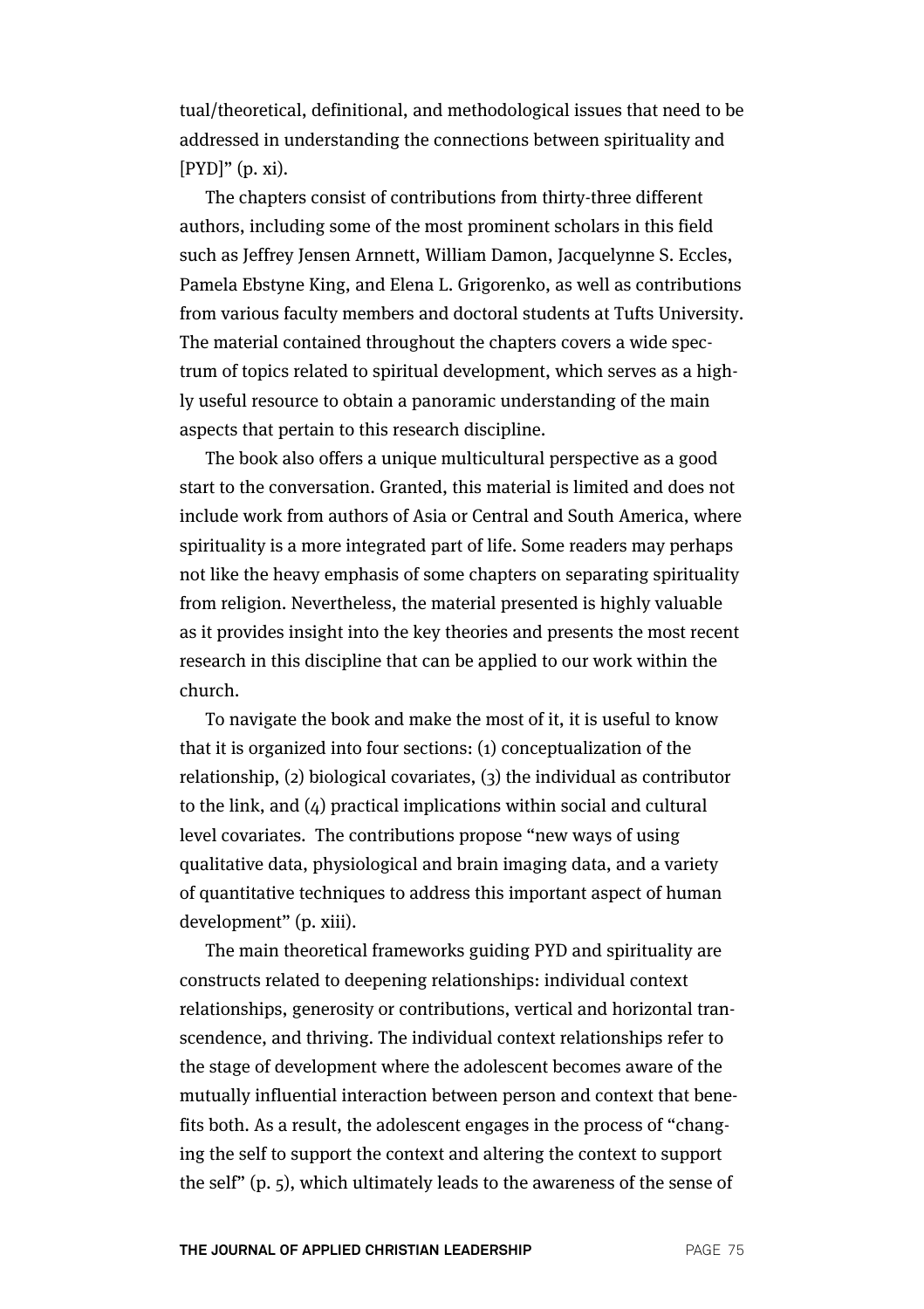tual/theoretical, definitional, and methodological issues that need to be addressed in understanding the connections between spirituality and [PYD]" (p. xi).

The chapters consist of contributions from thirty-three different authors, including some of the most prominent scholars in this field such as Jeffrey Jensen Arnnett, William Damon, Jacquelynne S. Eccles, Pamela Ebstyne King, and Elena L. Grigorenko, as well as contributions from various faculty members and doctoral students at Tufts University. The material contained throughout the chapters covers a wide spectrum of topics related to spiritual development, which serves as a highly useful resource to obtain a panoramic understanding of the main aspects that pertain to this research discipline.

The book also offers a unique multicultural perspective as a good start to the conversation. Granted, this material is limited and does not include work from authors of Asia or Central and South America, where spirituality is a more integrated part of life. Some readers may perhaps not like the heavy emphasis of some chapters on separating spirituality from religion. Nevertheless, the material presented is highly valuable as it provides insight into the key theories and presents the most recent research in this discipline that can be applied to our work within the church.

To navigate the book and make the most of it, it is useful to know that it is organized into four sections: (1) conceptualization of the relationship, (2) biological covariates, (3) the individual as contributor to the link, and (4) practical implications within social and cultural level covariates. The contributions propose "new ways of using qualitative data, physiological and brain imaging data, and a variety of quantitative techniques to address this important aspect of human development" (p. xiii).

The main theoretical frameworks guiding PYD and spirituality are constructs related to deepening relationships: individual context relationships, generosity or contributions, vertical and horizontal transcendence, and thriving. The individual context relationships refer to the stage of development where the adolescent becomes aware of the mutually influential interaction between person and context that benefits both. As a result, the adolescent engages in the process of "changing the self to support the context and altering the context to support the self" (p. 5), which ultimately leads to the awareness of the sense of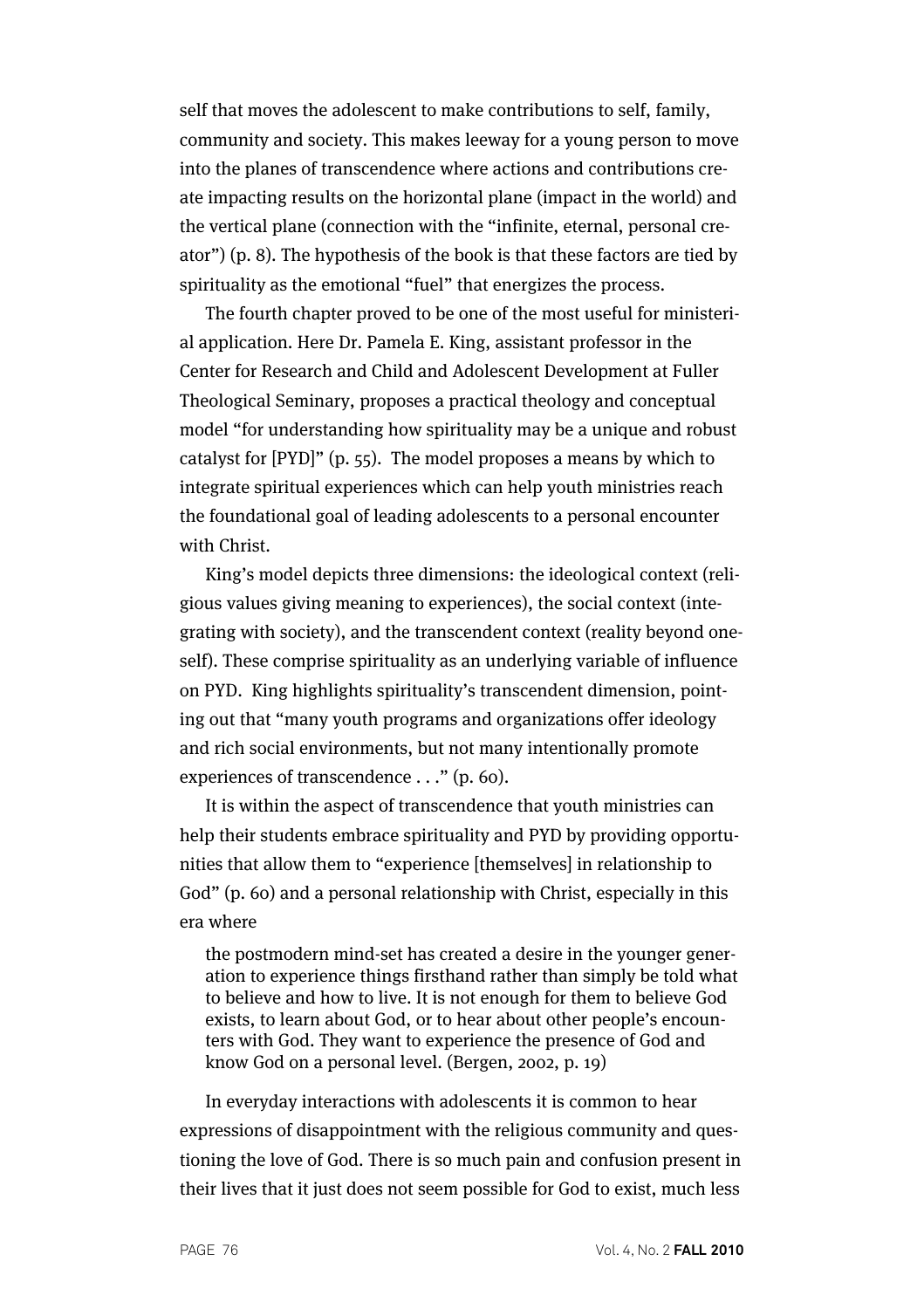self that moves the adolescent to make contributions to self, family, community and society. This makes leeway for a young person to move into the planes of transcendence where actions and contributions create impacting results on the horizontal plane (impact in the world) and the vertical plane (connection with the "infinite, eternal, personal creator") (p. 8). The hypothesis of the book is that these factors are tied by spirituality as the emotional "fuel" that energizes the process.

The fourth chapter proved to be one of the most useful for ministerial application. Here Dr. Pamela E. King, assistant professor in the Center for Research and Child and Adolescent Development at Fuller Theological Seminary, proposes a practical theology and conceptual model "for understanding how spirituality may be a unique and robust catalyst for [PYD]" (p. 55). The model proposes a means by which to integrate spiritual experiences which can help youth ministries reach the foundational goal of leading adolescents to a personal encounter with Christ.

King's model depicts three dimensions: the ideological context (religious values giving meaning to experiences), the social context (integrating with society), and the transcendent context (reality beyond oneself). These comprise spirituality as an underlying variable of influence on PYD. King highlights spirituality's transcendent dimension, pointing out that "many youth programs and organizations offer ideology and rich social environments, but not many intentionally promote experiences of transcendence . . ." (p. 60).

It is within the aspect of transcendence that youth ministries can help their students embrace spirituality and PYD by providing opportunities that allow them to "experience [themselves] in relationship to God" (p. 60) and a personal relationship with Christ, especially in this era where

> the postmodern mind-set has created a desire in the younger generation to experience things firsthand rather than simply be told what to believe and how to live. It is not enough for them to believe God exists, to learn about God, or to hear about other people's encounters with God. They want to experience the presence of God and know God on a personal level. (Bergen, 2002, p. 19)

In everyday interactions with adolescents it is common to hear expressions of disappointment with the religious community and questioning the love of God. There is so much pain and confusion present in their lives that it just does not seem possible for God to exist, much less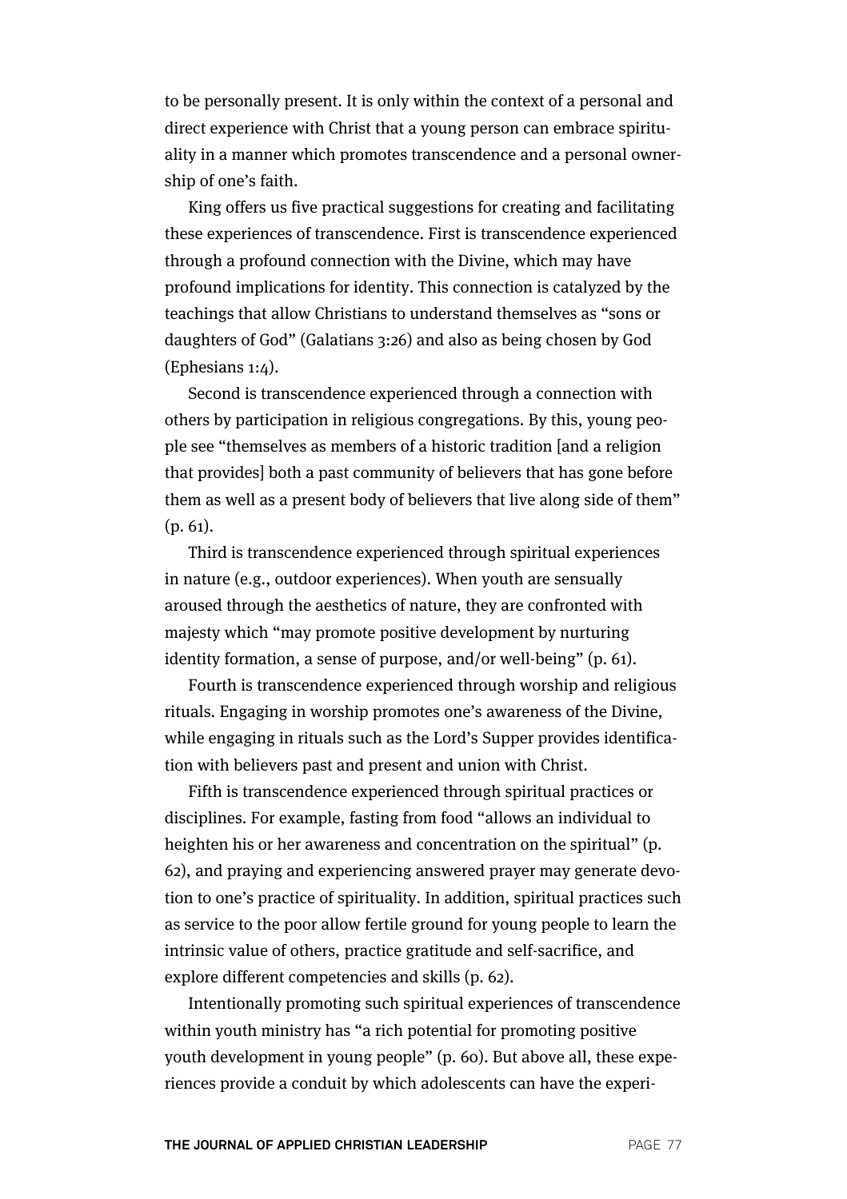to be personally present. It is only within the context of a personal and direct experience with Christ that a young person can embrace spirituality in a manner which promotes transcendence and a personal ownership of one's faith.

King offers us five practical suggestions for creating and facilitating these experiences of transcendence. First is transcendence experienced through a profound connection with the Divine, which may have profound implications for identity. This connection is catalyzed by the teachings that allow Christians to understand themselves as "sons or daughters of God" (Galatians 3:26) and also as being chosen by God (Ephesians 1:4).

Second is transcendence experienced through a connection with others by participation in religious congregations. By this, young people see "themselves as members of a historic tradition [and a religion that provides] both a past community of believers that has gone before them as well as a present body of believers that live along side of them" (p. 61).

Third is transcendence experienced through spiritual experiences in nature (e.g., outdoor experiences). When youth are sensually aroused through the aesthetics of nature, they are confronted with majesty which "may promote positive development by nurturing identity formation, a sense of purpose, and/or well-being" (p. 61).

Fourth is transcendence experienced through worship and religious rituals. Engaging in worship promotes one's awareness of the Divine, while engaging in rituals such as the Lord's Supper provides identification with believers past and present and union with Christ.

Fifth is transcendence experienced through spiritual practices or disciplines. For example, fasting from food "allows an individual to heighten his or her awareness and concentration on the spiritual" (p. 62), and praying and experiencing answered prayer may generate devotion to one's practice of spirituality. In addition, spiritual practices such as service to the poor allow fertile ground for young people to learn the intrinsic value of others, practice gratitude and self-sacrifice, and explore different competencies and skills (p. 62).

Intentionally promoting such spiritual experiences of transcendence within youth ministry has "a rich potential for promoting positive youth development in young people" (p. 60). But above all, these experiences provide a conduit by which adolescents can have the experi-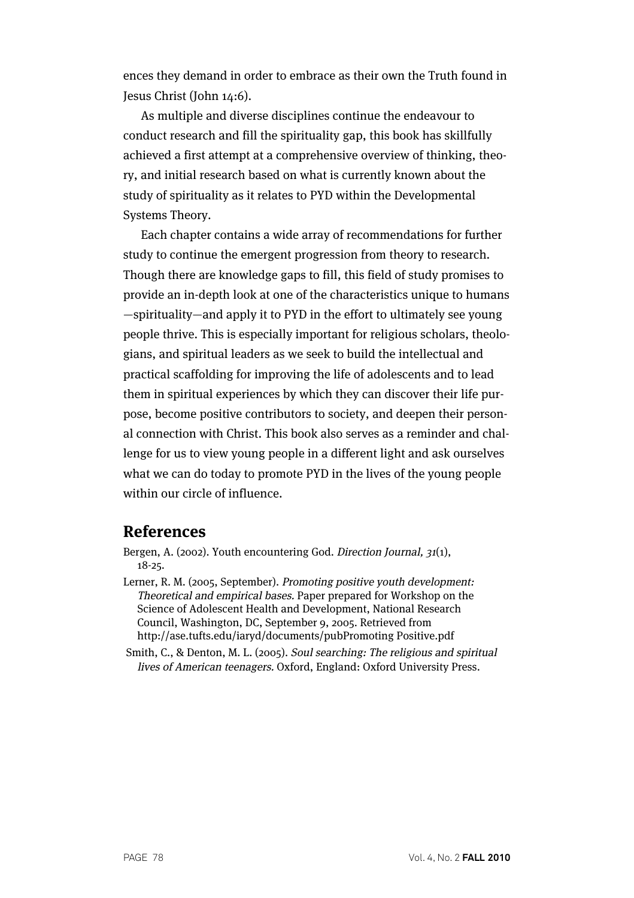ences they demand in order to embrace as their own the Truth found in Jesus Christ (John 14:6).

As multiple and diverse disciplines continue the endeavour to conduct research and fill the spirituality gap, this book has skillfully achieved a first attempt at a comprehensive overview of thinking, theory, and initial research based on what is currently known about the study of spirituality as it relates to PYD within the Developmental Systems Theory.

Each chapter contains a wide array of recommendations for further study to continue the emergent progression from theory to research. Though there are knowledge gaps to fill, this field of study promises to provide an in-depth look at one of the characteristics unique to humans—spirituality—and apply it to PYD in the effort to ultimately see young people thrive. This is especially important for religious scholars, theologians, and spiritual leaders as we seek to build the intellectual and practical scaffolding for improving the life of adolescents and to lead them in spiritual experiences by which they can discover their life purpose, become positive contributors to society, and deepen their personal connection with Christ. This book also serves as a reminder and challenge for us to view young people in a different light and ask ourselves what we can do today to promote PYD in the lives of the young people within our circle of influence.

## References

Bergen, A. (2002). Youth encountering God. *Direction Journal, 31*(1), 18-25.

Lerner, R. M. (2005, September). *Promoting positive youth development: Theoretical and empirical bases.* Paper prepared for Workshop on the Science of Adolescent Health and Development, National Research Council, Washington, DC, September 9, 2005. Retrieved from http://ase.tufts.edu/iaryd/documents/pubPromoting Positive.pdf

Smith, C., & Denton, M. L. (2005). *Soul searching: The religious and spiritual lives of American teenagers.* Oxford, England: Oxford University Press.